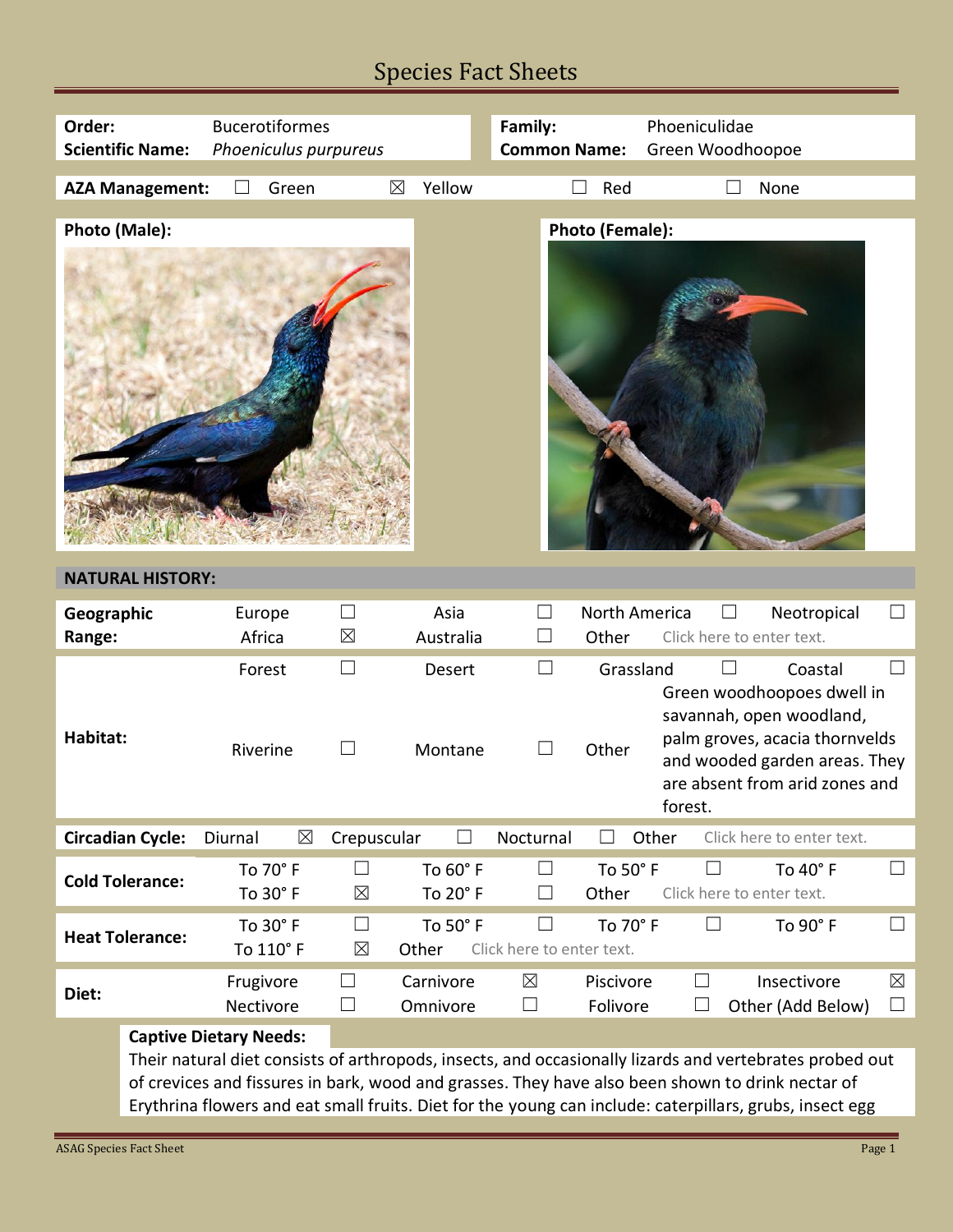# Species Fact Sheets

| | | | |
|---|---|---|---|
| **Order:** | Bucerotiformes | **Family:** | Phoeniculidae |
| **Scientific Name:** | *Phoeniculus purpureus* | **Common Name:** | Green Woodhoopoe |

**AZA Management:** ☐ Green ☒ Yellow ☐ Red ☐ None

**Photo (Male):**

**Photo (Female):**

## NATURAL HISTORY:

| | | | | | | | | |
|---|---|---|---|---|---|---|---|---|
| **Geographic Range:** | Europe | ☐ | Asia | ☐ | North America | ☐ | Neotropical | ☐ |
| | Africa | ☒ | Australia | ☐ | Other | Click here to enter text. | | |
| **Habitat:** | Forest | ☐ | Desert | ☐ | Grassland | ☐ | Coastal | ☐ |
| | Riverine | ☐ | Montane | ☐ | Other | Green woodhoopoes dwell in savannah, open woodland, palm groves, acacia thornvelds and wooded garden areas. They are absent from arid zones and forest. | | |
| **Circadian Cycle:** | Diurnal | ☒ | Crepuscular | ☐ | Nocturnal | ☐ | Other | Click here to enter text. |
| **Cold Tolerance:** | To 70° F | ☐ | To 60° F | ☐ | To 50° F | ☐ | To 40° F | ☐ |
| | To 30° F | ☒ | To 20° F | ☐ | Other | Click here to enter text. | | |
| **Heat Tolerance:** | To 30° F | ☐ | To 50° F | ☐ | To 70° F | ☐ | To 90° F | ☐ |
| | To 110° F | ☒ | Other | Click here to enter text. | | | | |
| **Diet:** | Frugivore | ☐ | Carnivore | ☒ | Piscivore | ☐ | Insectivore | ☒ |
| | Nectivore | ☐ | Omnivore | ☐ | Folivore | ☐ | Other (Add Below) | ☐ |

**Captive Dietary Needs:**

Their natural diet consists of arthropods, insects, and occasionally lizards and vertebrates probed out of crevices and fissures in bark, wood and grasses. They have also been shown to drink nectar of Erythrina flowers and eat small fruits. Diet for the young can include: caterpillars, grubs, insect egg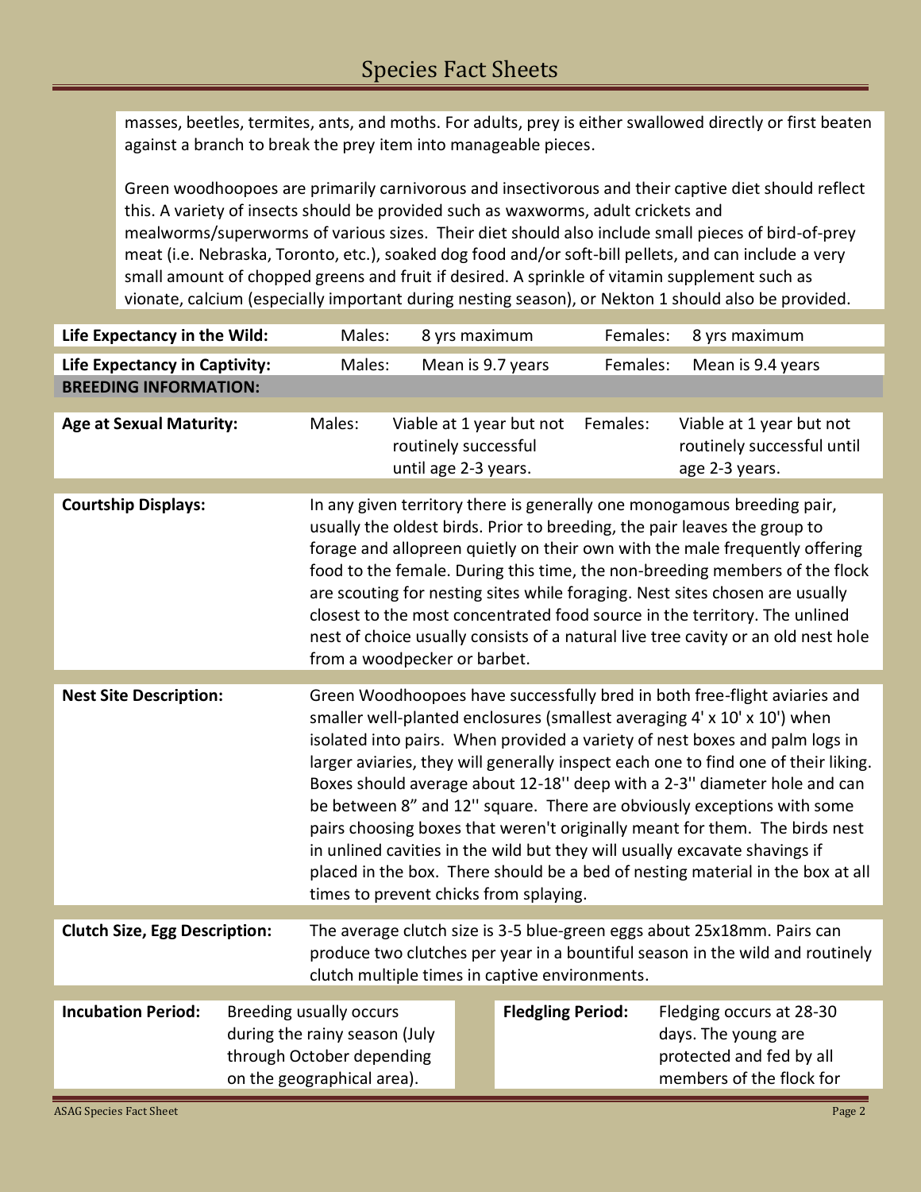masses, beetles, termites, ants, and moths. For adults, prey is either swallowed directly or first beaten against a branch to break the prey item into manageable pieces.

Green woodhoopoes are primarily carnivorous and insectivorous and their captive diet should reflect this. A variety of insects should be provided such as waxworms, adult crickets and mealworms/superworms of various sizes. Their diet should also include small pieces of bird-of-prey meat (i.e. Nebraska, Toronto, etc.), soaked dog food and/or soft-bill pellets, and can include a very small amount of chopped greens and fruit if desired. A sprinkle of vitamin supplement such as vionate, calcium (especially important during nesting season), or Nekton 1 should also be provided.

| **Life Expectancy in the Wild:** | Males: | 8 yrs maximum | Females: | 8 yrs maximum |
|---|---|---|---|---|
| **Life Expectancy in Captivity:** | Males: | Mean is 9.7 years | Females: | Mean is 9.4 years |

**BREEDING INFORMATION:**

| **Age at Sexual Maturity:** | Males: | Viable at 1 year but not routinely successful until age 2-3 years. | Females: | Viable at 1 year but not routinely successful until age 2-3 years. |
|---|---|---|---|---|

**Courtship Displays:** In any given territory there is generally one monogamous breeding pair, usually the oldest birds. Prior to breeding, the pair leaves the group to forage and allopreen quietly on their own with the male frequently offering food to the female. During this time, the non-breeding members of the flock are scouting for nesting sites while foraging. Nest sites chosen are usually closest to the most concentrated food source in the territory. The unlined nest of choice usually consists of a natural live tree cavity or an old nest hole from a woodpecker or barbet.

**Nest Site Description:** Green Woodhoopoes have successfully bred in both free-flight aviaries and smaller well-planted enclosures (smallest averaging 4' x 10' x 10') when isolated into pairs. When provided a variety of nest boxes and palm logs in larger aviaries, they will generally inspect each one to find one of their liking. Boxes should average about 12-18'' deep with a 2-3'' diameter hole and can be between 8" and 12'' square. There are obviously exceptions with some pairs choosing boxes that weren't originally meant for them. The birds nest in unlined cavities in the wild but they will usually excavate shavings if placed in the box. There should be a bed of nesting material in the box at all times to prevent chicks from splaying.

**Clutch Size, Egg Description:** The average clutch size is 3-5 blue-green eggs about 25x18mm. Pairs can produce two clutches per year in a bountiful season in the wild and routinely clutch multiple times in captive environments.

| **Incubation Period:** | Breeding usually occurs during the rainy season (July through October depending on the geographical area). | **Fledgling Period:** | Fledging occurs at 28-30 days. The young are protected and fed by all members of the flock for |
|---|---|---|---|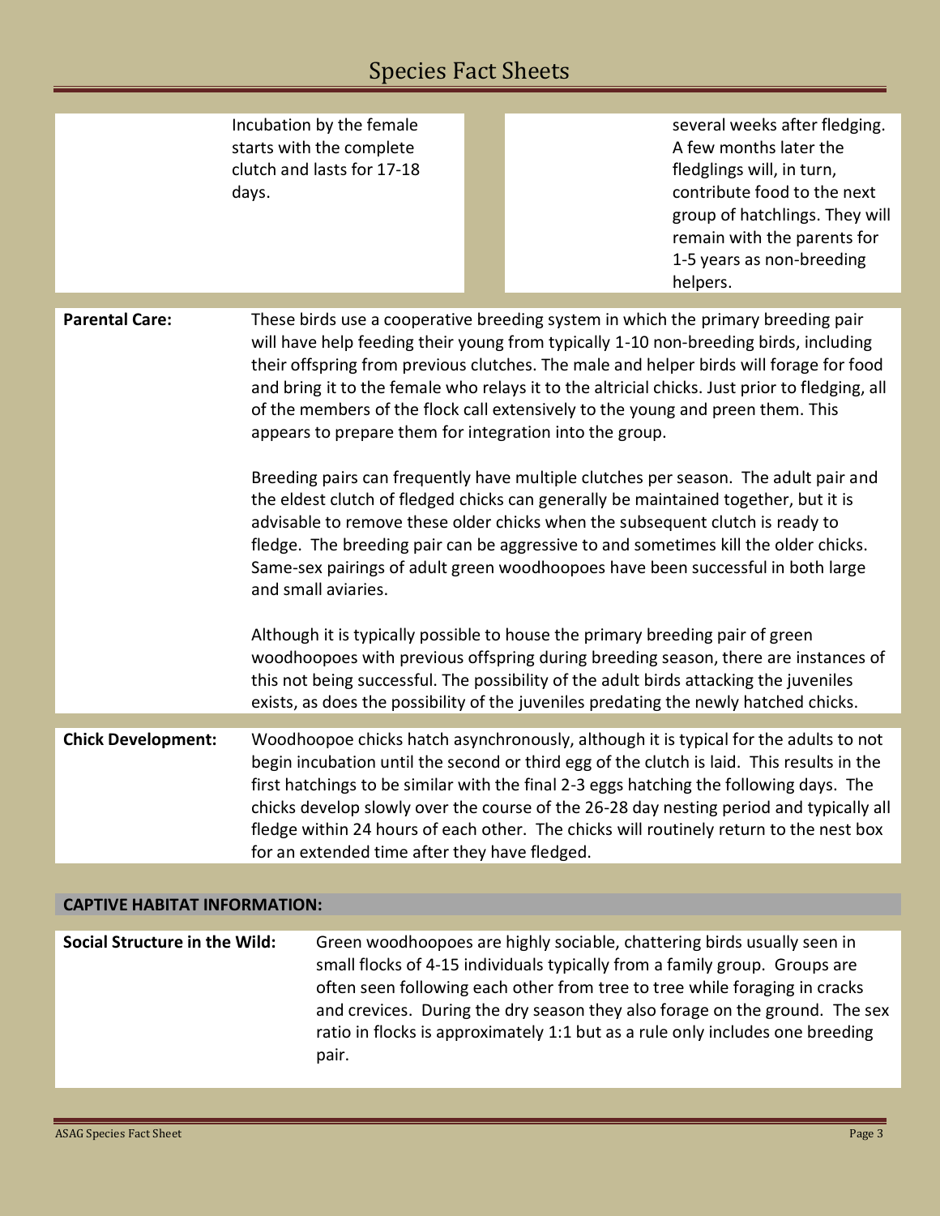| | Incubation by the female starts with the complete clutch and lasts for 17-18 days. | several weeks after fledging. A few months later the fledglings will, in turn, contribute food to the next group of hatchlings. They will remain with the parents for 1-5 years as non-breeding helpers. |
|---|---|---|

**Parental Care:** These birds use a cooperative breeding system in which the primary breeding pair will have help feeding their young from typically 1-10 non-breeding birds, including their offspring from previous clutches. The male and helper birds will forage for food and bring it to the female who relays it to the altricial chicks. Just prior to fledging, all of the members of the flock call extensively to the young and preen them. This appears to prepare them for integration into the group.

Breeding pairs can frequently have multiple clutches per season. The adult pair and the eldest clutch of fledged chicks can generally be maintained together, but it is advisable to remove these older chicks when the subsequent clutch is ready to fledge. The breeding pair can be aggressive to and sometimes kill the older chicks. Same-sex pairings of adult green woodhoopoes have been successful in both large and small aviaries.

Although it is typically possible to house the primary breeding pair of green woodhoopoes with previous offspring during breeding season, there are instances of this not being successful. The possibility of the adult birds attacking the juveniles exists, as does the possibility of the juveniles predating the newly hatched chicks.

**Chick Development:** Woodhoopoe chicks hatch asynchronously, although it is typical for the adults to not begin incubation until the second or third egg of the clutch is laid. This results in the first hatchings to be similar with the final 2-3 eggs hatching the following days. The chicks develop slowly over the course of the 26-28 day nesting period and typically all fledge within 24 hours of each other. The chicks will routinely return to the nest box for an extended time after they have fledged.

## CAPTIVE HABITAT INFORMATION:

**Social Structure in the Wild:** Green woodhoopoes are highly sociable, chattering birds usually seen in small flocks of 4-15 individuals typically from a family group. Groups are often seen following each other from tree to tree while foraging in cracks and crevices. During the dry season they also forage on the ground. The sex ratio in flocks is approximately 1:1 but as a rule only includes one breeding pair.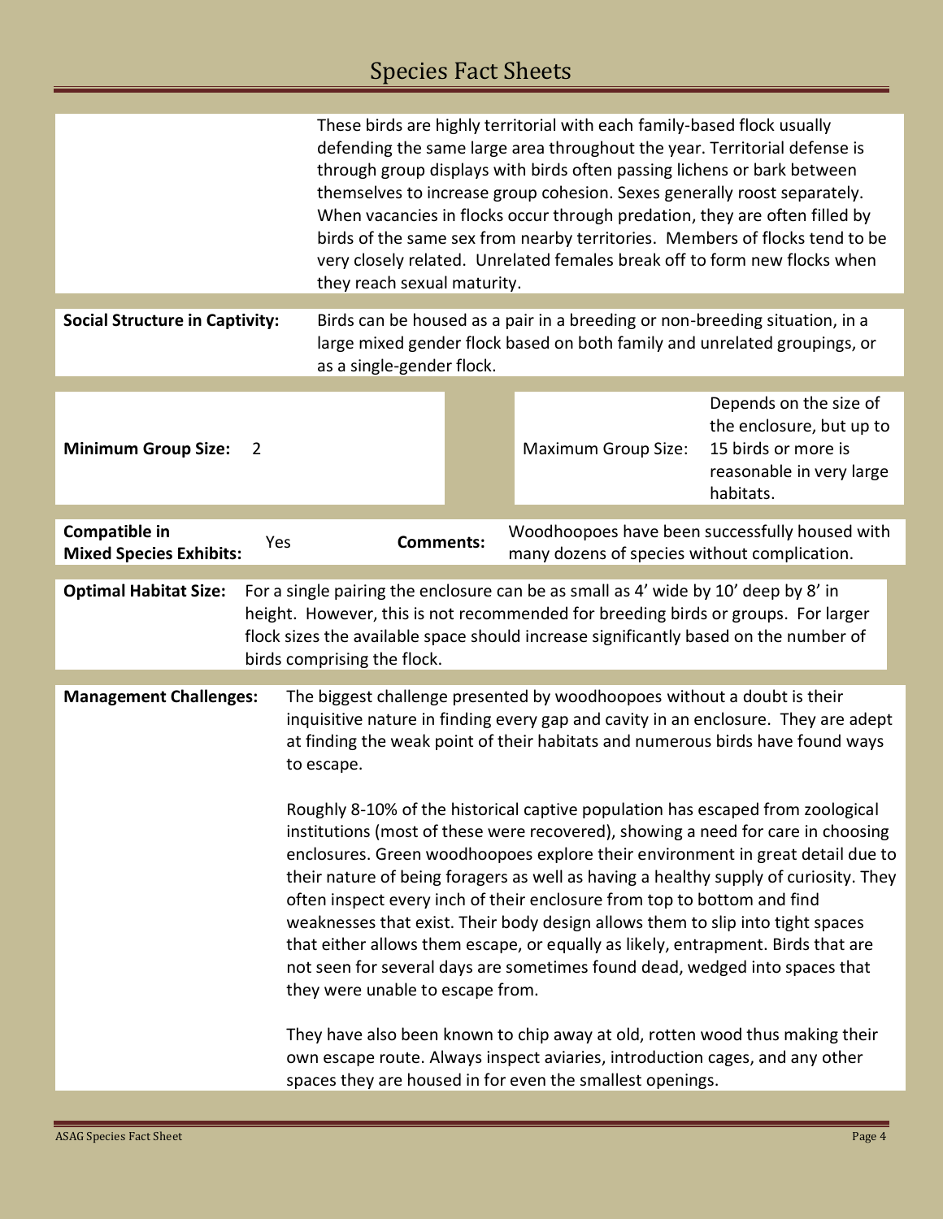These birds are highly territorial with each family-based flock usually defending the same large area throughout the year. Territorial defense is through group displays with birds often passing lichens or bark between themselves to increase group cohesion. Sexes generally roost separately. When vacancies in flocks occur through predation, they are often filled by birds of the same sex from nearby territories. Members of flocks tend to be very closely related. Unrelated females break off to form new flocks when they reach sexual maturity.

**Social Structure in Captivity:** Birds can be housed as a pair in a breeding or non-breeding situation, in a large mixed gender flock based on both family and unrelated groupings, or as a single-gender flock.

| **Minimum Group Size:** | 2 | Maximum Group Size: | Depends on the size of the enclosure, but up to 15 birds or more is reasonable in very large habitats. |
|---|---|---|---|

| **Compatible in Mixed Species Exhibits:** | Yes | **Comments:** | Woodhoopoes have been successfully housed with many dozens of species without complication. |
|---|---|---|---|

**Optimal Habitat Size:** For a single pairing the enclosure can be as small as 4' wide by 10' deep by 8' in height. However, this is not recommended for breeding birds or groups. For larger flock sizes the available space should increase significantly based on the number of birds comprising the flock.

**Management Challenges:** The biggest challenge presented by woodhoopoes without a doubt is their inquisitive nature in finding every gap and cavity in an enclosure. They are adept at finding the weak point of their habitats and numerous birds have found ways to escape.

Roughly 8-10% of the historical captive population has escaped from zoological institutions (most of these were recovered), showing a need for care in choosing enclosures. Green woodhoopoes explore their environment in great detail due to their nature of being foragers as well as having a healthy supply of curiosity. They often inspect every inch of their enclosure from top to bottom and find weaknesses that exist. Their body design allows them to slip into tight spaces that either allows them escape, or equally as likely, entrapment. Birds that are not seen for several days are sometimes found dead, wedged into spaces that they were unable to escape from.

They have also been known to chip away at old, rotten wood thus making their own escape route. Always inspect aviaries, introduction cages, and any other spaces they are housed in for even the smallest openings.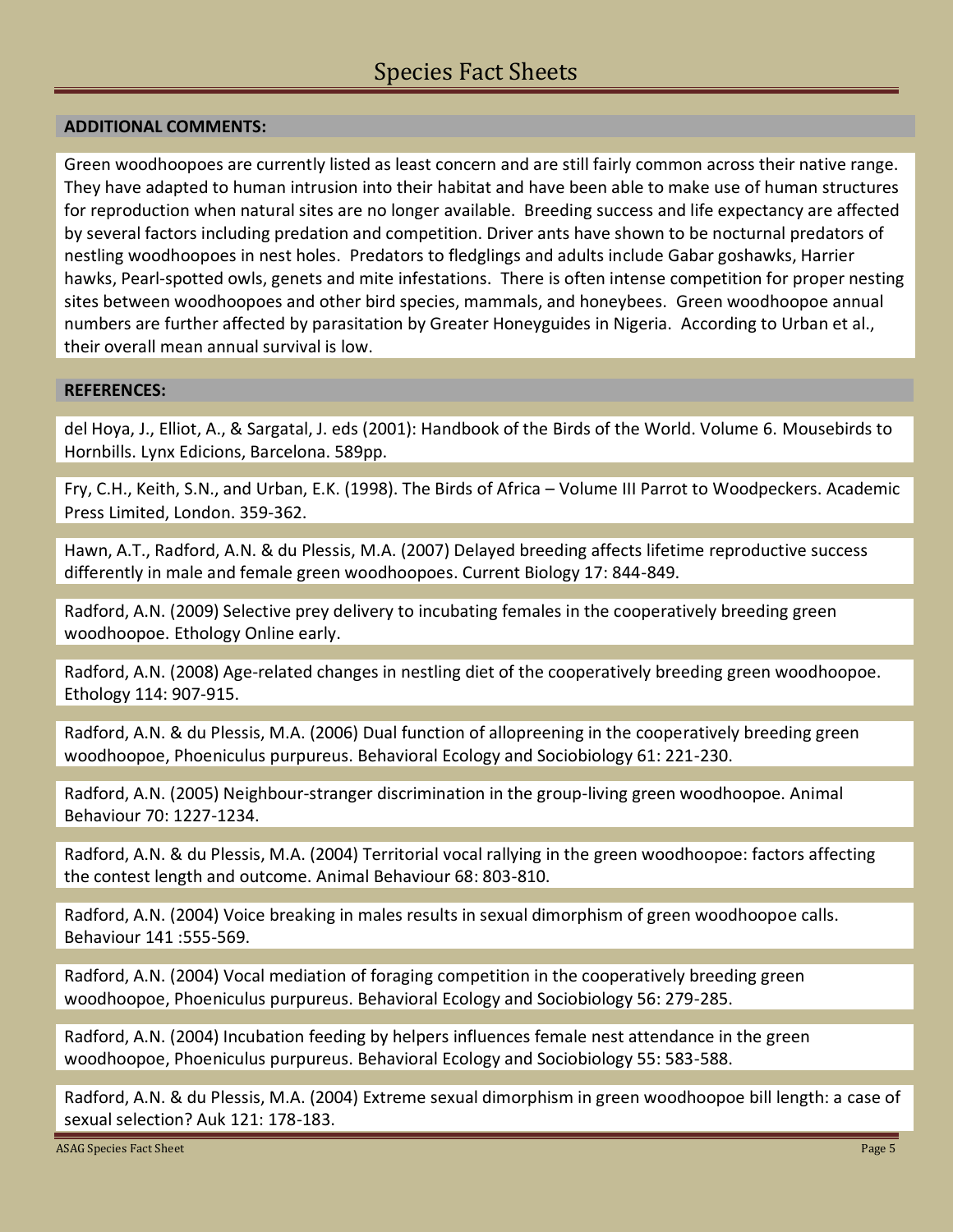## ADDITIONAL COMMENTS:

Green woodhoopoes are currently listed as least concern and are still fairly common across their native range. They have adapted to human intrusion into their habitat and have been able to make use of human structures for reproduction when natural sites are no longer available. Breeding success and life expectancy are affected by several factors including predation and competition. Driver ants have shown to be nocturnal predators of nestling woodhoopoes in nest holes. Predators to fledglings and adults include Gabar goshawks, Harrier hawks, Pearl-spotted owls, genets and mite infestations. There is often intense competition for proper nesting sites between woodhoopoes and other bird species, mammals, and honeybees. Green woodhoopoe annual numbers are further affected by parasitation by Greater Honeyguides in Nigeria. According to Urban et al., their overall mean annual survival is low.

## REFERENCES:

del Hoya, J., Elliot, A., & Sargatal, J. eds (2001): Handbook of the Birds of the World. Volume 6. Mousebirds to Hornbills. Lynx Edicions, Barcelona. 589pp.

Fry, C.H., Keith, S.N., and Urban, E.K. (1998). The Birds of Africa – Volume III Parrot to Woodpeckers. Academic Press Limited, London. 359-362.

Hawn, A.T., Radford, A.N. & du Plessis, M.A. (2007) Delayed breeding affects lifetime reproductive success differently in male and female green woodhoopoes. Current Biology 17: 844-849.

Radford, A.N. (2009) Selective prey delivery to incubating females in the cooperatively breeding green woodhoopoe. Ethology Online early.

Radford, A.N. (2008) Age-related changes in nestling diet of the cooperatively breeding green woodhoopoe. Ethology 114: 907-915.

Radford, A.N. & du Plessis, M.A. (2006) Dual function of allopreening in the cooperatively breeding green woodhoopoe, Phoeniculus purpureus. Behavioral Ecology and Sociobiology 61: 221-230.

Radford, A.N. (2005) Neighbour-stranger discrimination in the group-living green woodhoopoe. Animal Behaviour 70: 1227-1234.

Radford, A.N. & du Plessis, M.A. (2004) Territorial vocal rallying in the green woodhoopoe: factors affecting the contest length and outcome. Animal Behaviour 68: 803-810.

Radford, A.N. (2004) Voice breaking in males results in sexual dimorphism of green woodhoopoe calls. Behaviour 141 :555-569.

Radford, A.N. (2004) Vocal mediation of foraging competition in the cooperatively breeding green woodhoopoe, Phoeniculus purpureus. Behavioral Ecology and Sociobiology 56: 279-285.

Radford, A.N. (2004) Incubation feeding by helpers influences female nest attendance in the green woodhoopoe, Phoeniculus purpureus. Behavioral Ecology and Sociobiology 55: 583-588.

Radford, A.N. & du Plessis, M.A. (2004) Extreme sexual dimorphism in green woodhoopoe bill length: a case of sexual selection? Auk 121: 178-183.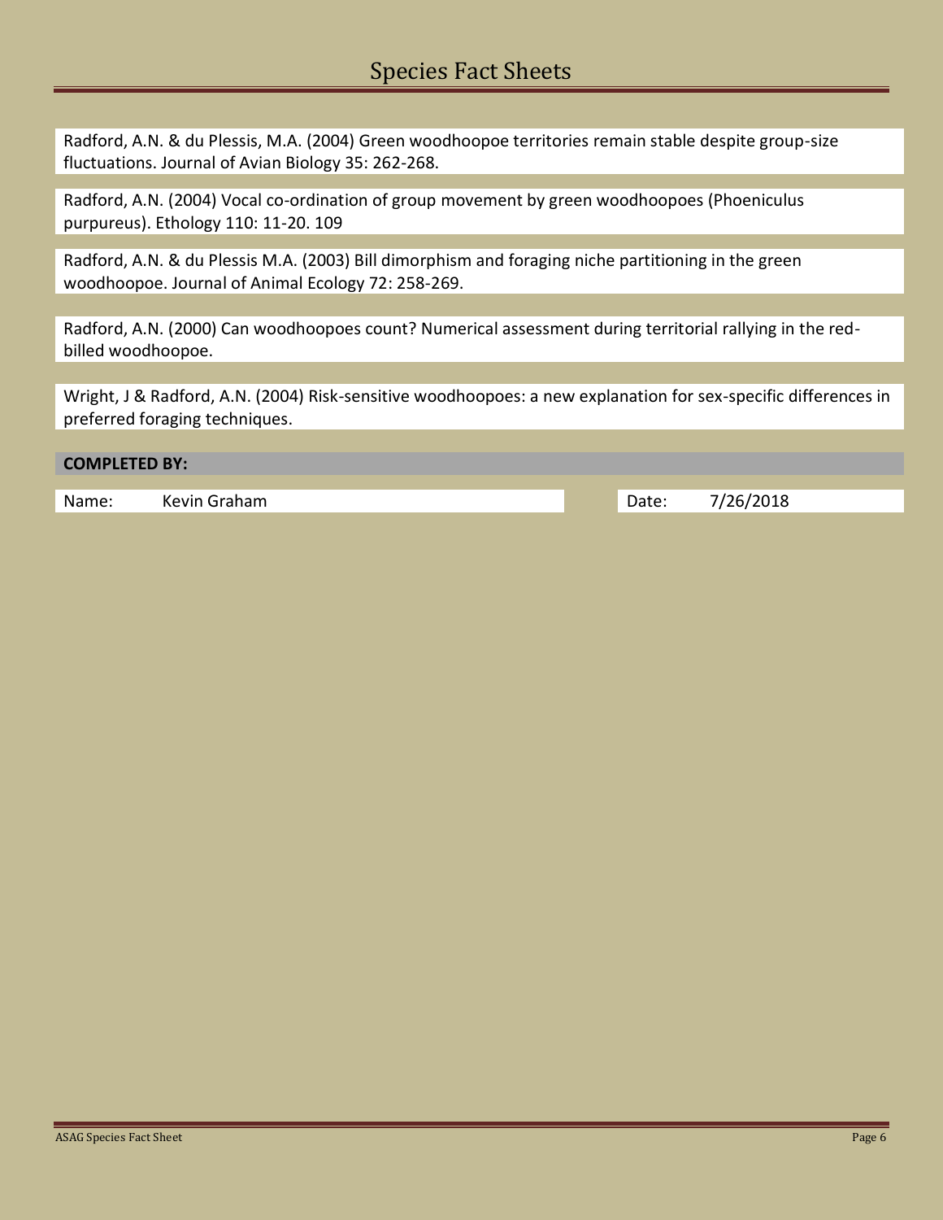Radford, A.N. & du Plessis, M.A. (2004) Green woodhoopoe territories remain stable despite group-size fluctuations. Journal of Avian Biology 35: 262-268.

Radford, A.N. (2004) Vocal co-ordination of group movement by green woodhoopoes (Phoeniculus purpureus). Ethology 110: 11-20. 109

Radford, A.N. & du Plessis M.A. (2003) Bill dimorphism and foraging niche partitioning in the green woodhoopoe. Journal of Animal Ecology 72: 258-269.

Radford, A.N. (2000) Can woodhoopoes count? Numerical assessment during territorial rallying in the red-billed woodhoopoe.

Wright, J & Radford, A.N. (2004) Risk-sensitive woodhoopoes: a new explanation for sex-specific differences in preferred foraging techniques.

**COMPLETED BY:**

| | | | |
|---|---|---|---|
| Name: | Kevin Graham | Date: | 7/26/2018 |